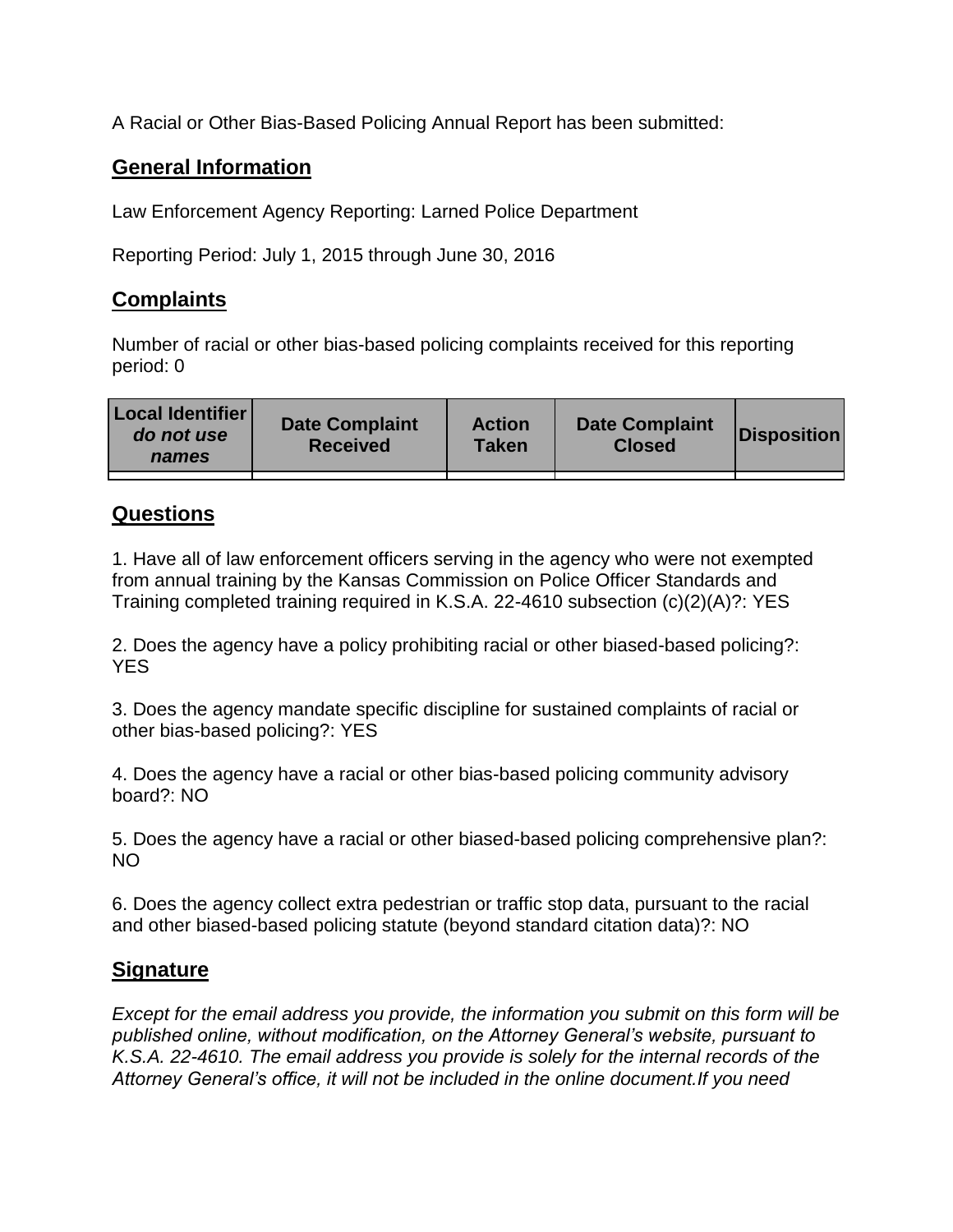A Racial or Other Bias-Based Policing Annual Report has been submitted:

## General Information

Law Enforcement Agency Reporting: Larned Police Department

Reporting Period: July 1, 2015 through June 30, 2016

## Complaints

Number of racial or other bias-based policing complaints received for this reporting period: 0

| **Local Identifier** ***do not use names*** | **Date Complaint Received** | **Action Taken** | **Date Complaint Closed** | **Disposition** |
| --- | --- | --- | --- | --- |
| | | | | |

## Questions

1. Have all of law enforcement officers serving in the agency who were not exempted from annual training by the Kansas Commission on Police Officer Standards and Training completed training required in K.S.A. 22-4610 subsection (c)(2)(A)?: YES

2. Does the agency have a policy prohibiting racial or other biased-based policing?: YES

3. Does the agency mandate specific discipline for sustained complaints of racial or other bias-based policing?: YES

4. Does the agency have a racial or other bias-based policing community advisory board?: NO

5. Does the agency have a racial or other biased-based policing comprehensive plan?: NO

6. Does the agency collect extra pedestrian or traffic stop data, pursuant to the racial and other biased-based policing statute (beyond standard citation data)?: NO

## Signature

*Except for the email address you provide, the information you submit on this form will be published online, without modification, on the Attorney General's website, pursuant to K.S.A. 22-4610. The email address you provide is solely for the internal records of the Attorney General's office, it will not be included in the online document.If you need*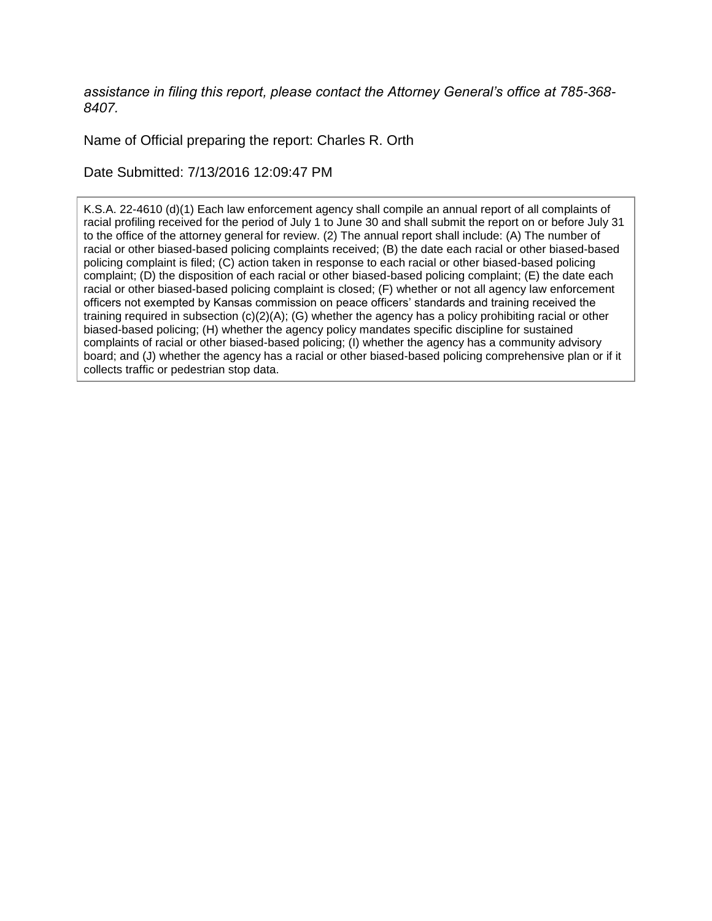*assistance in filing this report, please contact the Attorney General's office at 785-368-8407.*

Name of Official preparing the report: Charles R. Orth

Date Submitted: 7/13/2016 12:09:47 PM

K.S.A. 22-4610 (d)(1) Each law enforcement agency shall compile an annual report of all complaints of racial profiling received for the period of July 1 to June 30 and shall submit the report on or before July 31 to the office of the attorney general for review. (2) The annual report shall include: (A) The number of racial or other biased-based policing complaints received; (B) the date each racial or other biased-based policing complaint is filed; (C) action taken in response to each racial or other biased-based policing complaint; (D) the disposition of each racial or other biased-based policing complaint; (E) the date each racial or other biased-based policing complaint is closed; (F) whether or not all agency law enforcement officers not exempted by Kansas commission on peace officers' standards and training received the training required in subsection (c)(2)(A); (G) whether the agency has a policy prohibiting racial or other biased-based policing; (H) whether the agency policy mandates specific discipline for sustained complaints of racial or other biased-based policing; (I) whether the agency has a community advisory board; and (J) whether the agency has a racial or other biased-based policing comprehensive plan or if it collects traffic or pedestrian stop data.